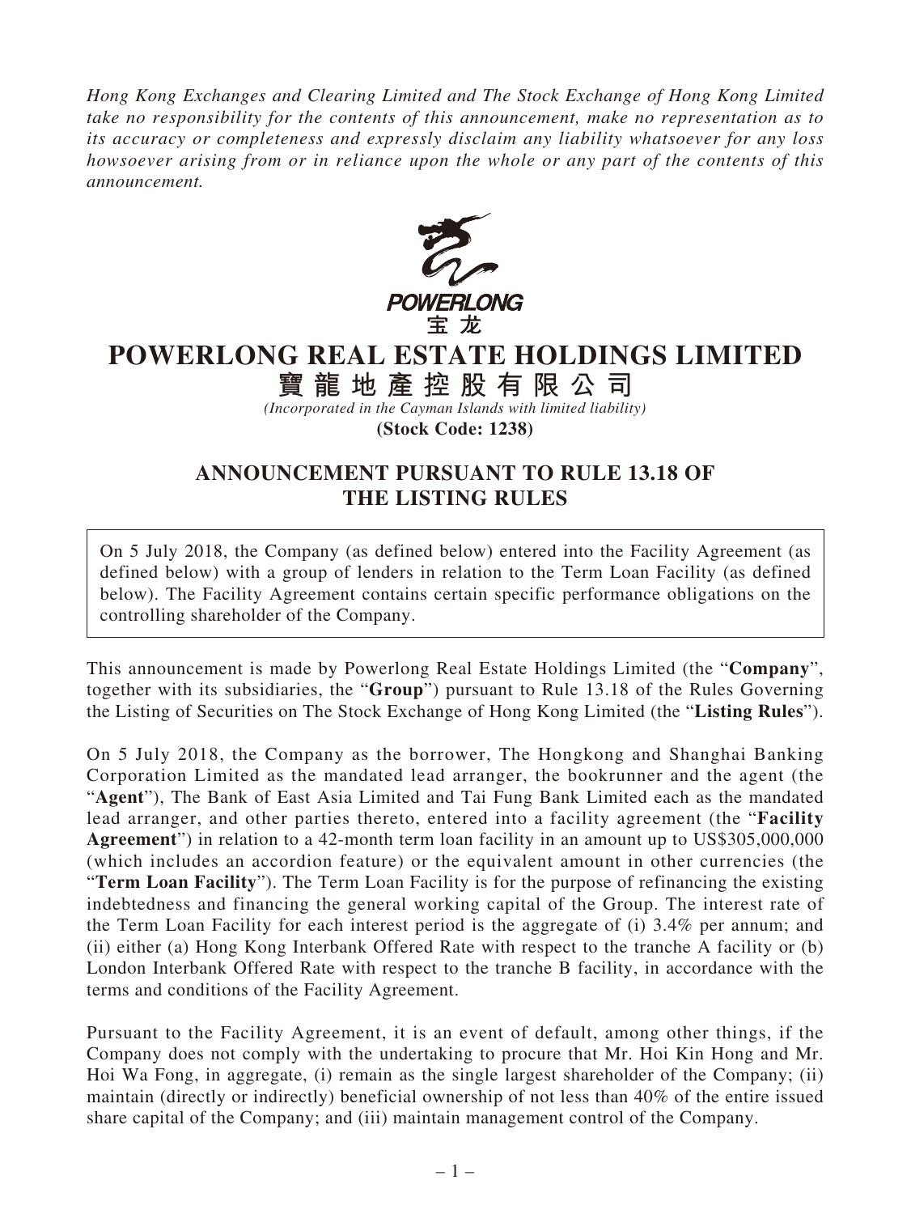*Hong Kong Exchanges and Clearing Limited and The Stock Exchange of Hong Kong Limited take no responsibility for the contents of this announcement, make no representation as to its accuracy or completeness and expressly disclaim any liability whatsoever for any loss howsoever arising from or in reliance upon the whole or any part of the contents of this announcement.*

POWERLONG
宝 龙

# POWERLONG REAL ESTATE HOLDINGS LIMITED
# 寶 龍 地 產 控 股 有 限 公 司

*(Incorporated in the Cayman Islands with limited liability)*

**(Stock Code: 1238)**

## ANNOUNCEMENT PURSUANT TO RULE 13.18 OF THE LISTING RULES

On 5 July 2018, the Company (as defined below) entered into the Facility Agreement (as defined below) with a group of lenders in relation to the Term Loan Facility (as defined below). The Facility Agreement contains certain specific performance obligations on the controlling shareholder of the Company.

This announcement is made by Powerlong Real Estate Holdings Limited (the "**Company**", together with its subsidiaries, the "**Group**") pursuant to Rule 13.18 of the Rules Governing the Listing of Securities on The Stock Exchange of Hong Kong Limited (the "**Listing Rules**").

On 5 July 2018, the Company as the borrower, The Hongkong and Shanghai Banking Corporation Limited as the mandated lead arranger, the bookrunner and the agent (the "**Agent**"), The Bank of East Asia Limited and Tai Fung Bank Limited each as the mandated lead arranger, and other parties thereto, entered into a facility agreement (the "**Facility Agreement**") in relation to a 42-month term loan facility in an amount up to US$305,000,000 (which includes an accordion feature) or the equivalent amount in other currencies (the "**Term Loan Facility**"). The Term Loan Facility is for the purpose of refinancing the existing indebtedness and financing the general working capital of the Group. The interest rate of the Term Loan Facility for each interest period is the aggregate of (i) 3.4% per annum; and (ii) either (a) Hong Kong Interbank Offered Rate with respect to the tranche A facility or (b) London Interbank Offered Rate with respect to the tranche B facility, in accordance with the terms and conditions of the Facility Agreement.

Pursuant to the Facility Agreement, it is an event of default, among other things, if the Company does not comply with the undertaking to procure that Mr. Hoi Kin Hong and Mr. Hoi Wa Fong, in aggregate, (i) remain as the single largest shareholder of the Company; (ii) maintain (directly or indirectly) beneficial ownership of not less than 40% of the entire issued share capital of the Company; and (iii) maintain management control of the Company.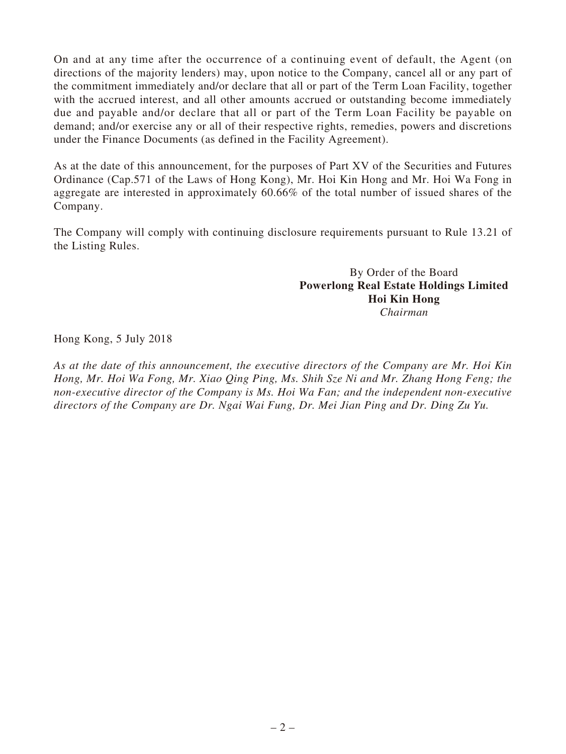On and at any time after the occurrence of a continuing event of default, the Agent (on directions of the majority lenders) may, upon notice to the Company, cancel all or any part of the commitment immediately and/or declare that all or part of the Term Loan Facility, together with the accrued interest, and all other amounts accrued or outstanding become immediately due and payable and/or declare that all or part of the Term Loan Facility be payable on demand; and/or exercise any or all of their respective rights, remedies, powers and discretions under the Finance Documents (as defined in the Facility Agreement).

As at the date of this announcement, for the purposes of Part XV of the Securities and Futures Ordinance (Cap.571 of the Laws of Hong Kong), Mr. Hoi Kin Hong and Mr. Hoi Wa Fong in aggregate are interested in approximately 60.66% of the total number of issued shares of the Company.

The Company will comply with continuing disclosure requirements pursuant to Rule 13.21 of the Listing Rules.

By Order of the Board
**Powerlong Real Estate Holdings Limited**
**Hoi Kin Hong**
*Chairman*

Hong Kong, 5 July 2018

*As at the date of this announcement, the executive directors of the Company are Mr. Hoi Kin Hong, Mr. Hoi Wa Fong, Mr. Xiao Qing Ping, Ms. Shih Sze Ni and Mr. Zhang Hong Feng; the non-executive director of the Company is Ms. Hoi Wa Fan; and the independent non-executive directors of the Company are Dr. Ngai Wai Fung, Dr. Mei Jian Ping and Dr. Ding Zu Yu.*